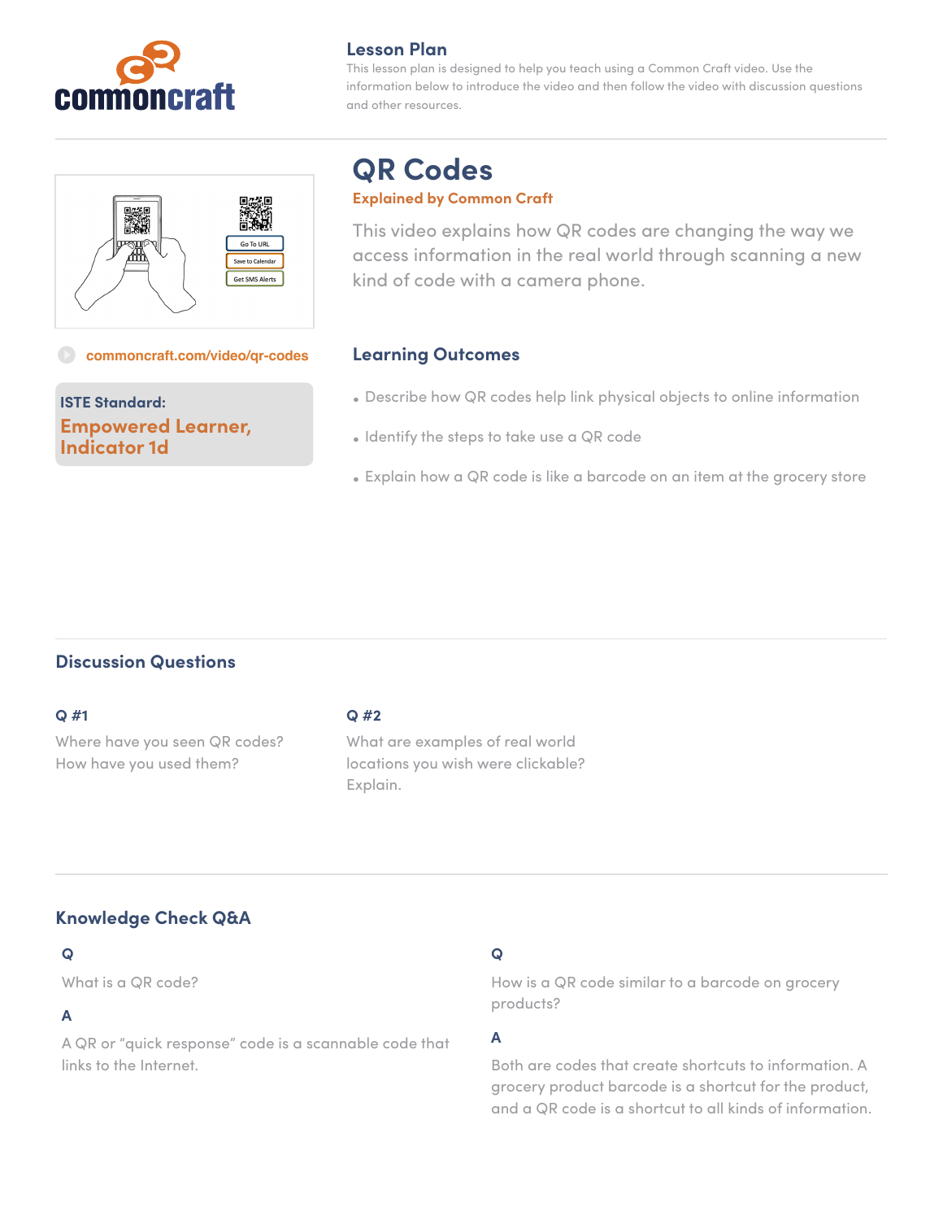commoncraft

## Lesson Plan

This lesson plan is designed to help you teach using a Common Craft video. Use the information below to introduce the video and then follow the video with discussion questions and other resources.

# QR Codes

**Explained by Common Craft**

This video explains how QR codes are changing the way we access information in the real world through scanning a new kind of code with a camera phone.

commoncraft.com/video/qr-codes

**ISTE Standard:**
**Empowered Learner, Indicator 1d**

## Learning Outcomes

- Describe how QR codes help link physical objects to online information
- Identify the steps to take use a QR code
- Explain how a QR code is like a barcode on an item at the grocery store

## Discussion Questions

**Q #1**

Where have you seen QR codes? How have you used them?

**Q #2**

What are examples of real world locations you wish were clickable? Explain.

## Knowledge Check Q&A

**Q**

What is a QR code?

**A**

A QR or "quick response" code is a scannable code that links to the Internet.

**Q**

How is a QR code similar to a barcode on grocery products?

**A**

Both are codes that create shortcuts to information. A grocery product barcode is a shortcut for the product, and a QR code is a shortcut to all kinds of information.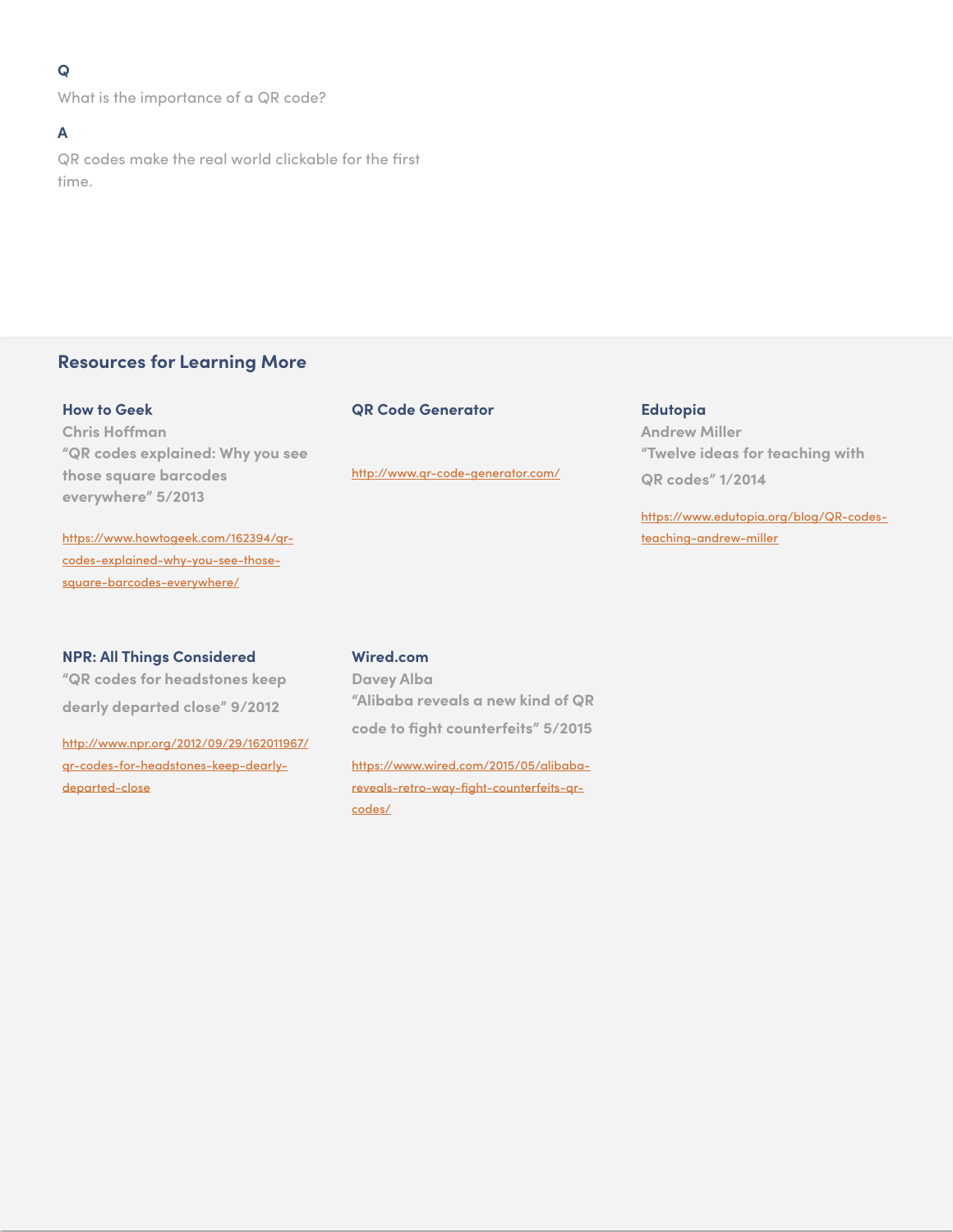**Q**

What is the importance of a QR code?

**A**

QR codes make the real world clickable for the first time.

## Resources for Learning More

**How to Geek**
Chris Hoffman
"QR codes explained: Why you see those square barcodes everywhere" 5/2013

https://www.howtogeek.com/162394/qr-codes-explained-why-you-see-those-square-barcodes-everywhere/

**QR Code Generator**

http://www.qr-code-generator.com/

**Edutopia**
Andrew Miller
"Twelve ideas for teaching with QR codes" 1/2014

https://www.edutopia.org/blog/QR-codes-teaching-andrew-miller

**NPR: All Things Considered**
"QR codes for headstones keep dearly departed close" 9/2012

http://www.npr.org/2012/09/29/162011967/qr-codes-for-headstones-keep-dearly-departed-close

**Wired.com**
Davey Alba
"Alibaba reveals a new kind of QR code to fight counterfeits" 5/2015

https://www.wired.com/2015/05/alibaba-reveals-retro-way-fight-counterfeits-qr-codes/